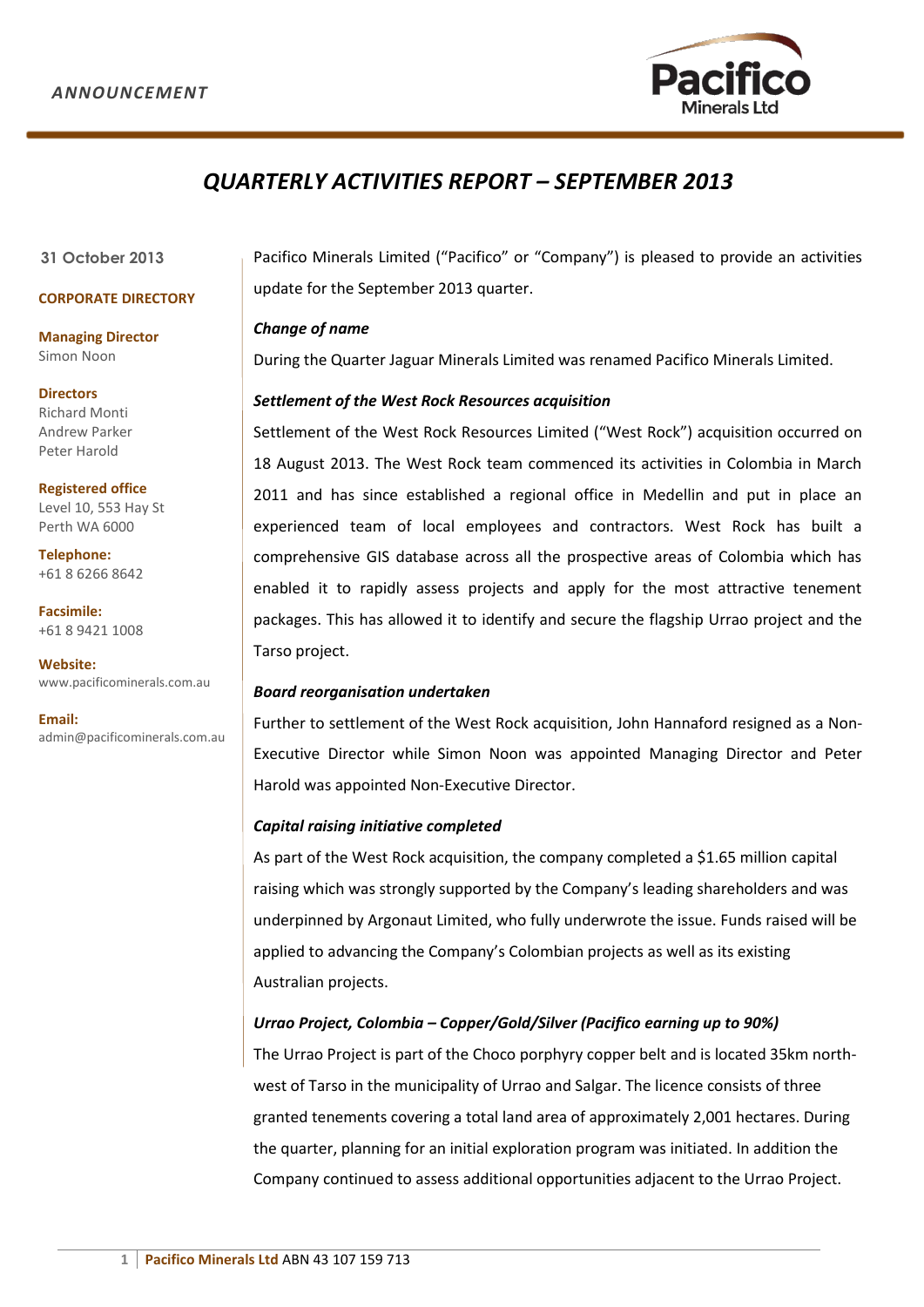*ANNOUNCEMENT*

# *QUARTERLY ACTIVITIES REPORT – SEPTEMBER 2013*

**31 October 2013**

**CORPORATE DIRECTORY**

**Managing Director**
Simon Noon

**Directors**
Richard Monti
Andrew Parker
Peter Harold

**Registered office**
Level 10, 553 Hay St
Perth WA 6000

**Telephone:**
+61 8 6266 8642

**Facsimile:**
+61 8 9421 1008

**Website:**
www.pacificominerals.com.au

**Email:**
admin@pacificominerals.com.au

Pacifico Minerals Limited ("Pacifico" or "Company") is pleased to provide an activities update for the September 2013 quarter.

***Change of name***

During the Quarter Jaguar Minerals Limited was renamed Pacifico Minerals Limited.

***Settlement of the West Rock Resources acquisition***

Settlement of the West Rock Resources Limited ("West Rock") acquisition occurred on 18 August 2013. The West Rock team commenced its activities in Colombia in March 2011 and has since established a regional office in Medellin and put in place an experienced team of local employees and contractors. West Rock has built a comprehensive GIS database across all the prospective areas of Colombia which has enabled it to rapidly assess projects and apply for the most attractive tenement packages. This has allowed it to identify and secure the flagship Urrao project and the Tarso project.

***Board reorganisation undertaken***

Further to settlement of the West Rock acquisition, John Hannaford resigned as a Non-Executive Director while Simon Noon was appointed Managing Director and Peter Harold was appointed Non-Executive Director.

***Capital raising initiative completed***

As part of the West Rock acquisition, the company completed a $1.65 million capital raising which was strongly supported by the Company's leading shareholders and was underpinned by Argonaut Limited, who fully underwrote the issue. Funds raised will be applied to advancing the Company's Colombian projects as well as its existing Australian projects.

***Urrao Project, Colombia – Copper/Gold/Silver (Pacifico earning up to 90%)***

The Urrao Project is part of the Choco porphyry copper belt and is located 35km north-west of Tarso in the municipality of Urrao and Salgar. The licence consists of three granted tenements covering a total land area of approximately 2,001 hectares. During the quarter, planning for an initial exploration program was initiated. In addition the Company continued to assess additional opportunities adjacent to the Urrao Project.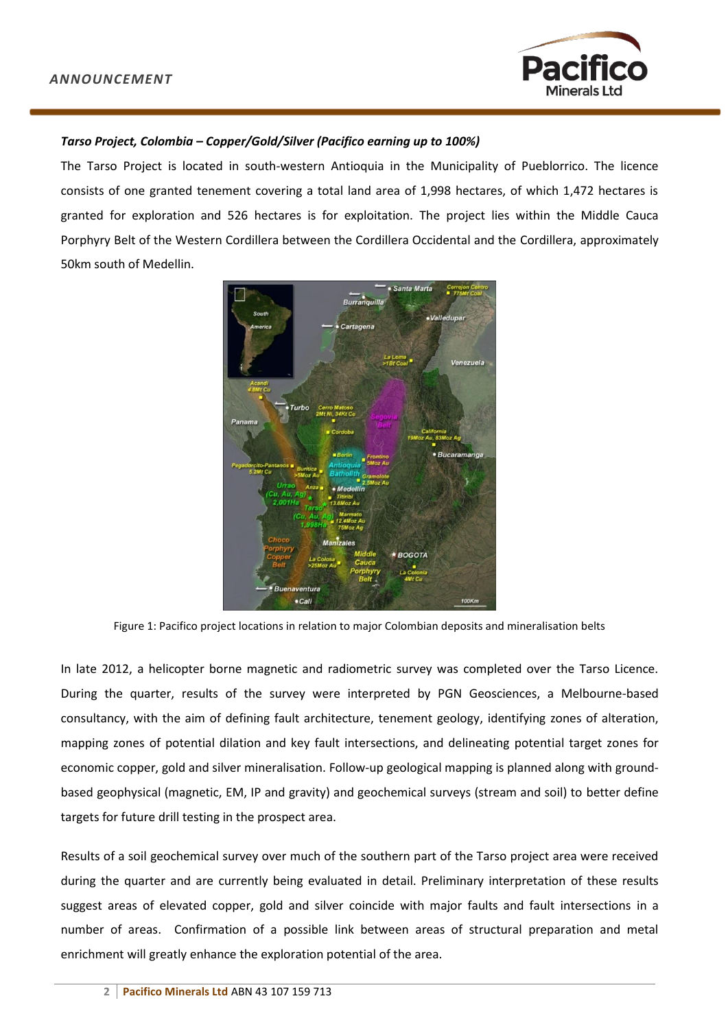*Tarso Project, Colombia – Copper/Gold/Silver (Pacifico earning up to 100%)*

The Tarso Project is located in south-western Antioquia in the Municipality of Pueblorrico. The licence consists of one granted tenement covering a total land area of 1,998 hectares, of which 1,472 hectares is granted for exploration and 526 hectares is for exploitation. The project lies within the Middle Cauca Porphyry Belt of the Western Cordillera between the Cordillera Occidental and the Cordillera, approximately 50km south of Medellin.

Figure 1: Pacifico project locations in relation to major Colombian deposits and mineralisation belts

In late 2012, a helicopter borne magnetic and radiometric survey was completed over the Tarso Licence. During the quarter, results of the survey were interpreted by PGN Geosciences, a Melbourne-based consultancy, with the aim of defining fault architecture, tenement geology, identifying zones of alteration, mapping zones of potential dilation and key fault intersections, and delineating potential target zones for economic copper, gold and silver mineralisation. Follow-up geological mapping is planned along with ground-based geophysical (magnetic, EM, IP and gravity) and geochemical surveys (stream and soil) to better define targets for future drill testing in the prospect area.

Results of a soil geochemical survey over much of the southern part of the Tarso project area were received during the quarter and are currently being evaluated in detail. Preliminary interpretation of these results suggest areas of elevated copper, gold and silver coincide with major faults and fault intersections in a number of areas. Confirmation of a possible link between areas of structural preparation and metal enrichment will greatly enhance the exploration potential of the area.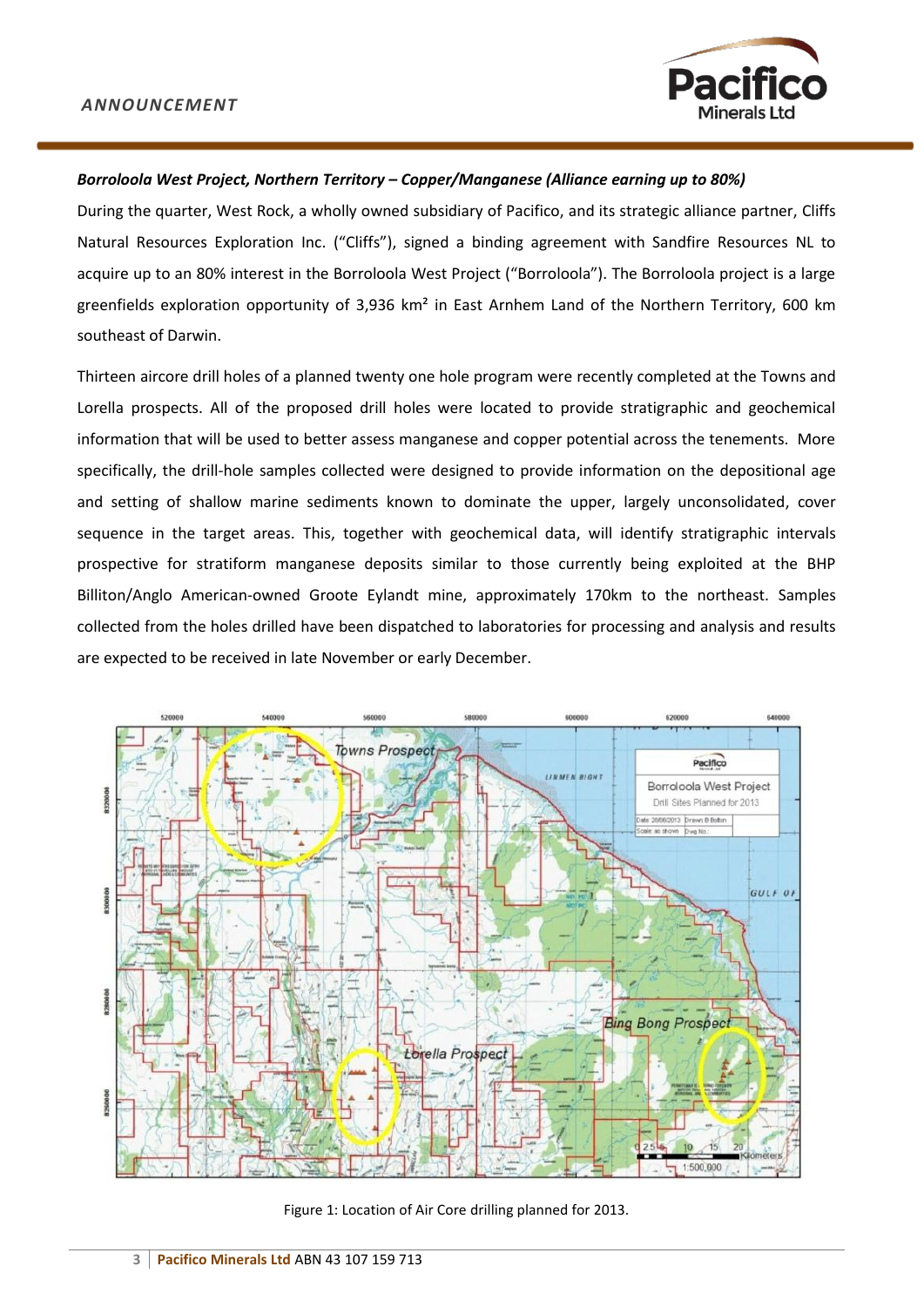***Borroloola West Project, Northern Territory – Copper/Manganese (Alliance earning up to 80%)***

During the quarter, West Rock, a wholly owned subsidiary of Pacifico, and its strategic alliance partner, Cliffs Natural Resources Exploration Inc. ("Cliffs"), signed a binding agreement with Sandfire Resources NL to acquire up to an 80% interest in the Borroloola West Project ("Borroloola"). The Borroloola project is a large greenfields exploration opportunity of 3,936 km² in East Arnhem Land of the Northern Territory, 600 km southeast of Darwin.

Thirteen aircore drill holes of a planned twenty one hole program were recently completed at the Towns and Lorella prospects. All of the proposed drill holes were located to provide stratigraphic and geochemical information that will be used to better assess manganese and copper potential across the tenements. More specifically, the drill-hole samples collected were designed to provide information on the depositional age and setting of shallow marine sediments known to dominate the upper, largely unconsolidated, cover sequence in the target areas. This, together with geochemical data, will identify stratigraphic intervals prospective for stratiform manganese deposits similar to those currently being exploited at the BHP Billiton/Anglo American-owned Groote Eylandt mine, approximately 170km to the northeast. Samples collected from the holes drilled have been dispatched to laboratories for processing and analysis and results are expected to be received in late November or early December.

Figure 1: Location of Air Core drilling planned for 2013.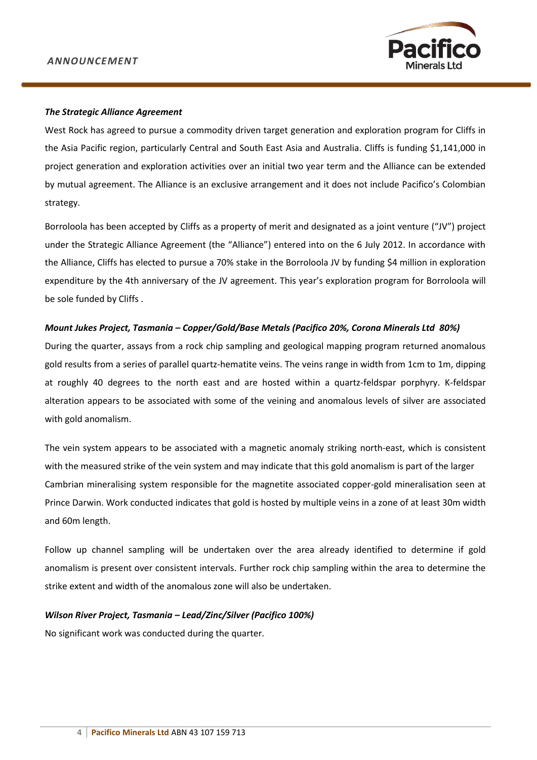***The Strategic Alliance Agreement***

West Rock has agreed to pursue a commodity driven target generation and exploration program for Cliffs in the Asia Pacific region, particularly Central and South East Asia and Australia. Cliffs is funding $1,141,000 in project generation and exploration activities over an initial two year term and the Alliance can be extended by mutual agreement. The Alliance is an exclusive arrangement and it does not include Pacifico's Colombian strategy.

Borroloola has been accepted by Cliffs as a property of merit and designated as a joint venture ("JV") project under the Strategic Alliance Agreement (the "Alliance") entered into on the 6 July 2012. In accordance with the Alliance, Cliffs has elected to pursue a 70% stake in the Borroloola JV by funding $4 million in exploration expenditure by the 4th anniversary of the JV agreement. This year's exploration program for Borroloola will be sole funded by Cliffs .

***Mount Jukes Project, Tasmania – Copper/Gold/Base Metals (Pacifico 20%, Corona Minerals Ltd 80%)***

During the quarter, assays from a rock chip sampling and geological mapping program returned anomalous gold results from a series of parallel quartz-hematite veins. The veins range in width from 1cm to 1m, dipping at roughly 40 degrees to the north east and are hosted within a quartz-feldspar porphyry. K-feldspar alteration appears to be associated with some of the veining and anomalous levels of silver are associated with gold anomalism.

The vein system appears to be associated with a magnetic anomaly striking north-east, which is consistent with the measured strike of the vein system and may indicate that this gold anomalism is part of the larger Cambrian mineralising system responsible for the magnetite associated copper-gold mineralisation seen at Prince Darwin. Work conducted indicates that gold is hosted by multiple veins in a zone of at least 30m width and 60m length.

Follow up channel sampling will be undertaken over the area already identified to determine if gold anomalism is present over consistent intervals. Further rock chip sampling within the area to determine the strike extent and width of the anomalous zone will also be undertaken.

***Wilson River Project, Tasmania – Lead/Zinc/Silver (Pacifico 100%)***

No significant work was conducted during the quarter.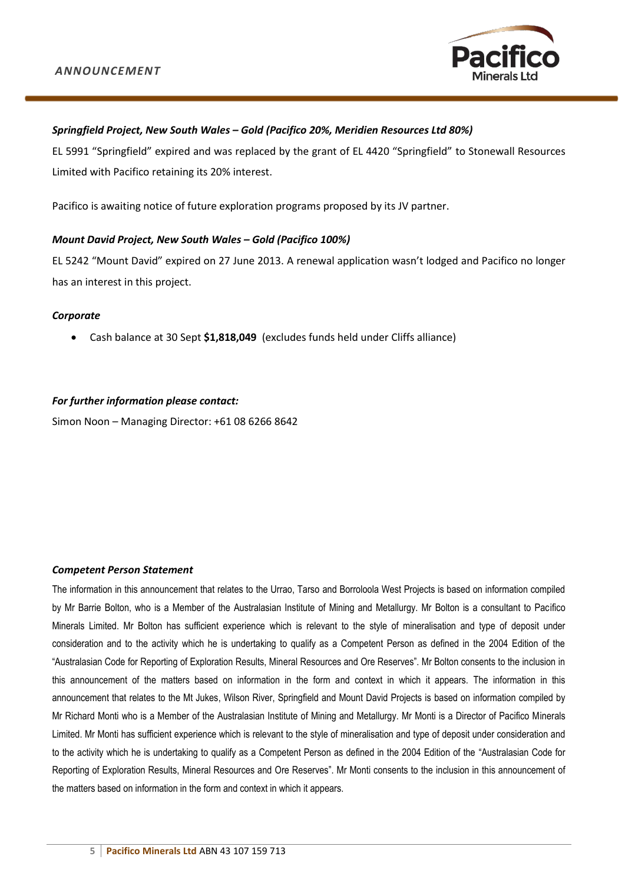### *Springfield Project, New South Wales – Gold (Pacifico 20%, Meridien Resources Ltd 80%)*

EL 5991 "Springfield" expired and was replaced by the grant of EL 4420 "Springfield" to Stonewall Resources Limited with Pacifico retaining its 20% interest.

Pacifico is awaiting notice of future exploration programs proposed by its JV partner.

### *Mount David Project, New South Wales – Gold (Pacifico 100%)*

EL 5242 "Mount David" expired on 27 June 2013. A renewal application wasn't lodged and Pacifico no longer has an interest in this project.

### *Corporate*

- Cash balance at 30 Sept **$1,818,049** (excludes funds held under Cliffs alliance)

***For further information please contact:***

Simon Noon – Managing Director: +61 08 6266 8642

### *Competent Person Statement*

The information in this announcement that relates to the Urrao, Tarso and Borroloola West Projects is based on information compiled by Mr Barrie Bolton, who is a Member of the Australasian Institute of Mining and Metallurgy. Mr Bolton is a consultant to Pacifico Minerals Limited. Mr Bolton has sufficient experience which is relevant to the style of mineralisation and type of deposit under consideration and to the activity which he is undertaking to qualify as a Competent Person as defined in the 2004 Edition of the "Australasian Code for Reporting of Exploration Results, Mineral Resources and Ore Reserves". Mr Bolton consents to the inclusion in this announcement of the matters based on information in the form and context in which it appears. The information in this announcement that relates to the Mt Jukes, Wilson River, Springfield and Mount David Projects is based on information compiled by Mr Richard Monti who is a Member of the Australasian Institute of Mining and Metallurgy. Mr Monti is a Director of Pacifico Minerals Limited. Mr Monti has sufficient experience which is relevant to the style of mineralisation and type of deposit under consideration and to the activity which he is undertaking to qualify as a Competent Person as defined in the 2004 Edition of the "Australasian Code for Reporting of Exploration Results, Mineral Resources and Ore Reserves". Mr Monti consents to the inclusion in this announcement of the matters based on information in the form and context in which it appears.